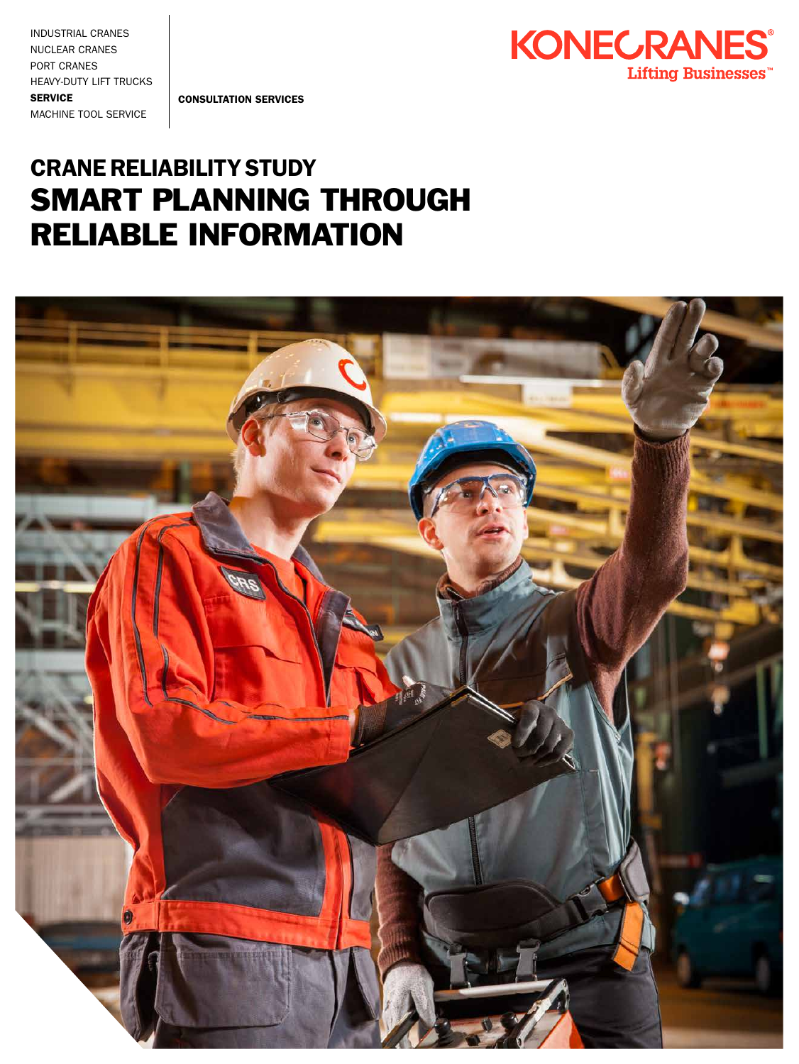INDUSTRIAL CRANES
NUCLEAR CRANES
PORT CRANES
HEAVY-DUTY LIFT TRUCKS
**SERVICE**
MACHINE TOOL SERVICE

**CONSULTATION SERVICES**

KONECRANES®
Lifting Businesses™

# CRANE RELIABILITY STUDY
# SMART PLANNING THROUGH RELIABLE INFORMATION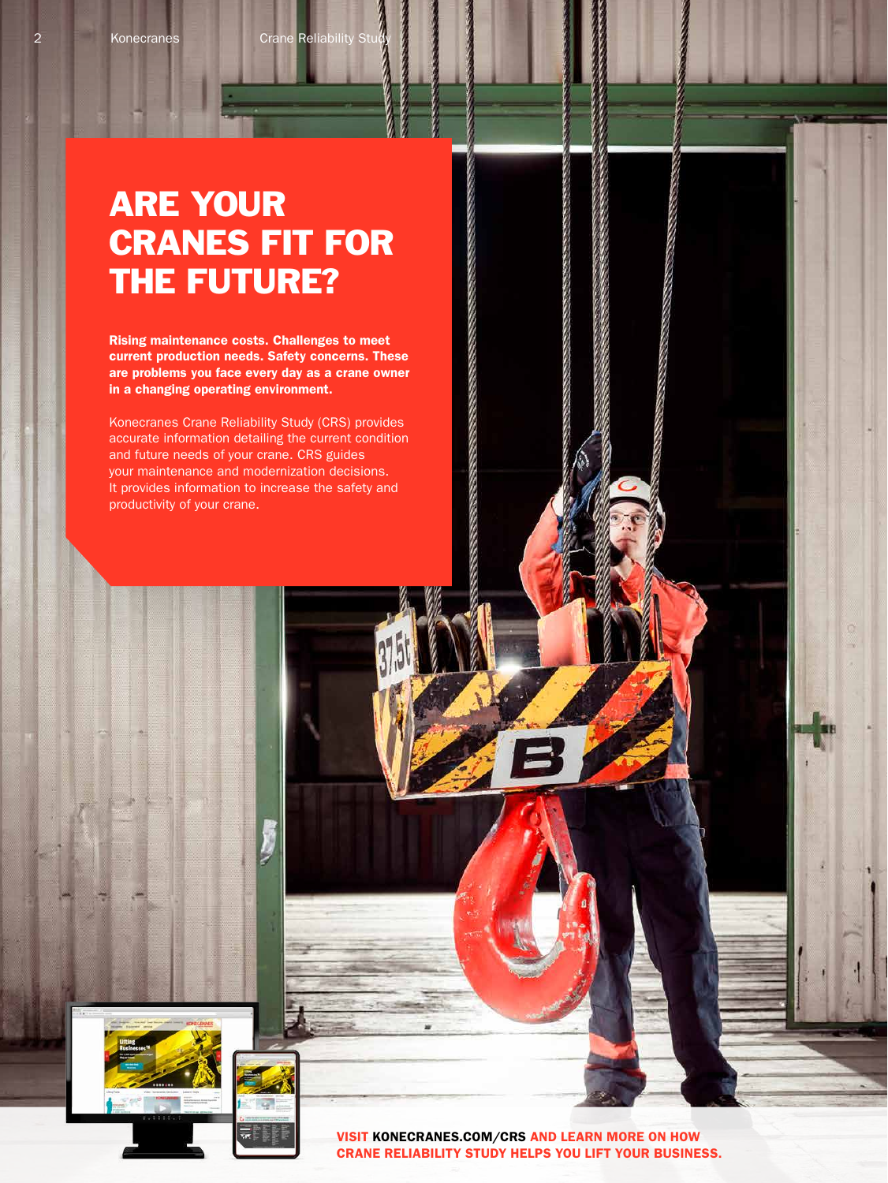# ARE YOUR CRANES FIT FOR THE FUTURE?

**Rising maintenance costs. Challenges to meet current production needs. Safety concerns. These are problems you face every day as a crane owner in a changing operating environment.**

Konecranes Crane Reliability Study (CRS) provides accurate information detailing the current condition and future needs of your crane. CRS guides your maintenance and modernization decisions. It provides information to increase the safety and productivity of your crane.

**VISIT KONECRANES.COM/CRS AND LEARN MORE ON HOW CRANE RELIABILITY STUDY HELPS YOU LIFT YOUR BUSINESS.**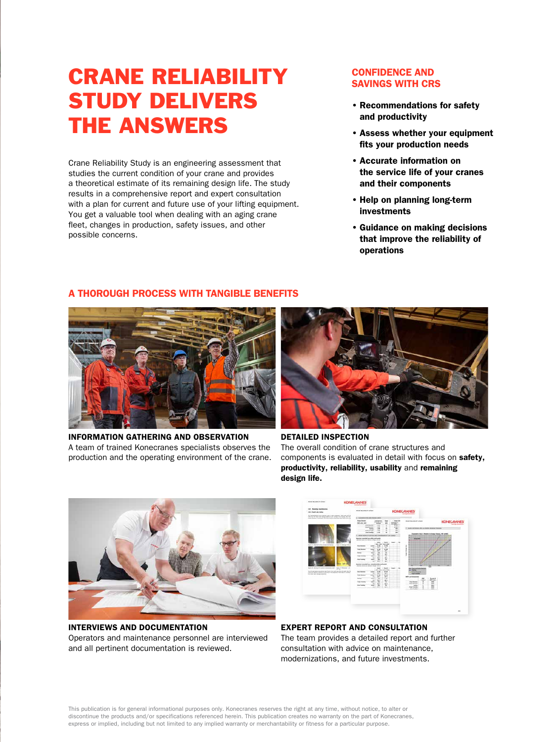# CRANE RELIABILITY STUDY DELIVERS THE ANSWERS

Crane Reliability Study is an engineering assessment that studies the current condition of your crane and provides a theoretical estimate of its remaining design life. The study results in a comprehensive report and expert consultation with a plan for current and future use of your lifting equipment. You get a valuable tool when dealing with an aging crane fleet, changes in production, safety issues, and other possible concerns.

## CONFIDENCE AND SAVINGS WITH CRS

- **Recommendations for safety and productivity**
- **Assess whether your equipment fits your production needs**
- **Accurate information on the service life of your cranes and their components**
- **Help on planning long-term investments**
- **Guidance on making decisions that improve the reliability of operations**

## A THOROUGH PROCESS WITH TANGIBLE BENEFITS

**INFORMATION GATHERING AND OBSERVATION**
A team of trained Konecranes specialists observes the production and the operating environment of the crane.

**DETAILED INSPECTION**
The overall condition of crane structures and components is evaluated in detail with focus on **safety, productivity, reliability, usability** and **remaining design life.**

**INTERVIEWS AND DOCUMENTATION**
Operators and maintenance personnel are interviewed and all pertinent documentation is reviewed.

**EXPERT REPORT AND CONSULTATION**
The team provides a detailed report and further consultation with advice on maintenance, modernizations, and future investments.

This publication is for general informational purposes only. Konecranes reserves the right at any time, without notice, to alter or discontinue the products and/or specifications referenced herein. This publication creates no warranty on the part of Konecranes, express or implied, including but not limited to any implied warranty or merchantability or fitness for a particular purpose.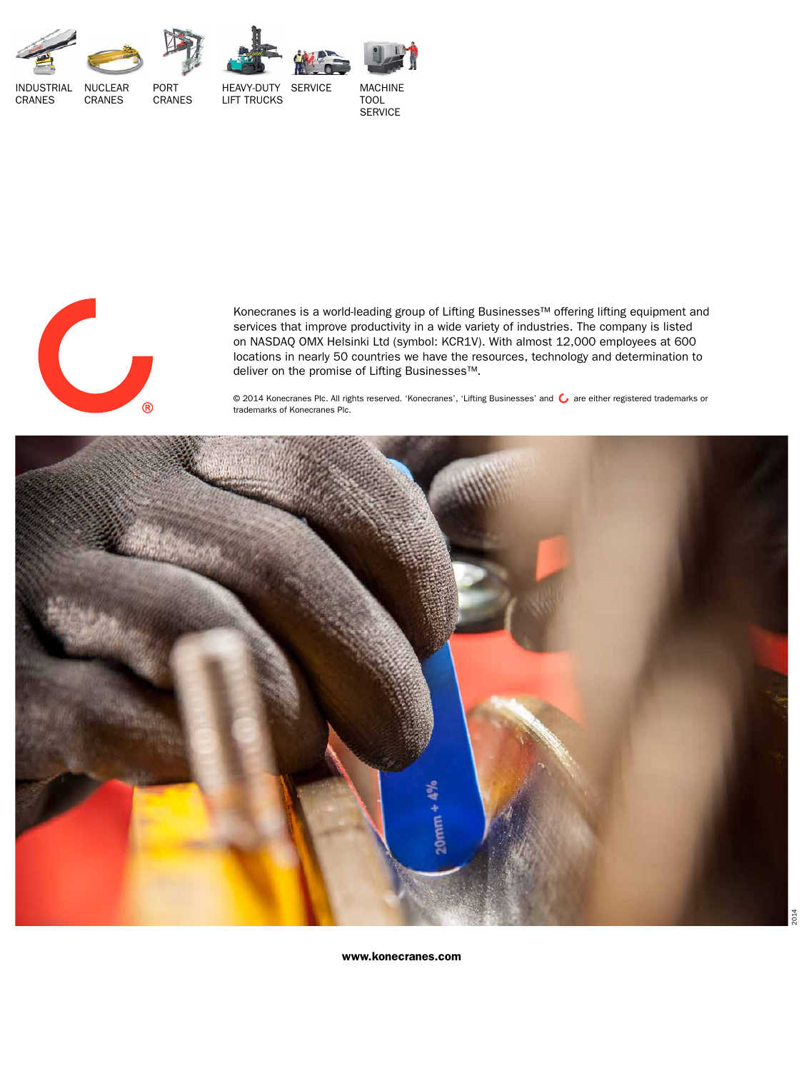INDUSTRIAL CRANES

NUCLEAR CRANES

PORT CRANES

HEAVY-DUTY LIFT TRUCKS

SERVICE

MACHINE TOOL SERVICE

Konecranes is a world-leading group of Lifting Businesses™ offering lifting equipment and services that improve productivity in a wide variety of industries. The company is listed on NASDAQ OMX Helsinki Ltd (symbol: KCR1V). With almost 12,000 employees at 600 locations in nearly 50 countries we have the resources, technology and determination to deliver on the promise of Lifting Businesses™.

© 2014 Konecranes Plc. All rights reserved. 'Konecranes', 'Lifting Businesses' and are either registered trademarks or trademarks of Konecranes Plc.

**www.konecranes.com**

2014